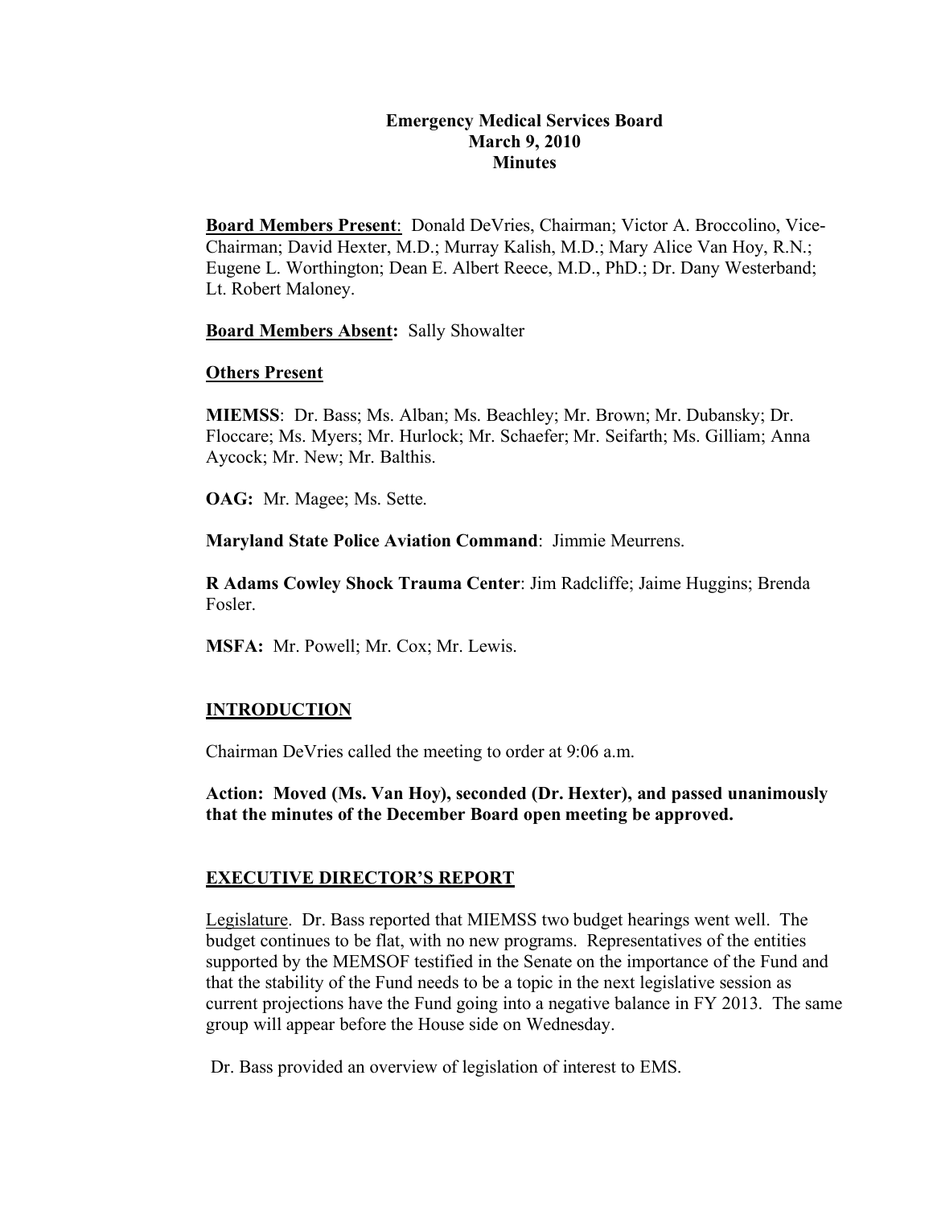# Emergency Medical Services Board
## March 9, 2010
## Minutes

**Board Members Present**: Donald DeVries, Chairman; Victor A. Broccolino, Vice-Chairman; David Hexter, M.D.; Murray Kalish, M.D.; Mary Alice Van Hoy, R.N.; Eugene L. Worthington; Dean E. Albert Reece, M.D., PhD.; Dr. Dany Westerband; Lt. Robert Maloney.

**Board Members Absent:** Sally Showalter

**Others Present**

**MIEMSS**: Dr. Bass; Ms. Alban; Ms. Beachley; Mr. Brown; Mr. Dubansky; Dr. Floccare; Ms. Myers; Mr. Hurlock; Mr. Schaefer; Mr. Seifarth; Ms. Gilliam; Anna Aycock; Mr. New; Mr. Balthis.

**OAG:** Mr. Magee; Ms. Sette.

**Maryland State Police Aviation Command**: Jimmie Meurrens.

**R Adams Cowley Shock Trauma Center**: Jim Radcliffe; Jaime Huggins; Brenda Fosler.

**MSFA:** Mr. Powell; Mr. Cox; Mr. Lewis.

## INTRODUCTION

Chairman DeVries called the meeting to order at 9:06 a.m.

**Action: Moved (Ms. Van Hoy), seconded (Dr. Hexter), and passed unanimously that the minutes of the December Board open meeting be approved.**

## EXECUTIVE DIRECTOR'S REPORT

Legislature. Dr. Bass reported that MIEMSS two budget hearings went well. The budget continues to be flat, with no new programs. Representatives of the entities supported by the MEMSOF testified in the Senate on the importance of the Fund and that the stability of the Fund needs to be a topic in the next legislative session as current projections have the Fund going into a negative balance in FY 2013. The same group will appear before the House side on Wednesday.

Dr. Bass provided an overview of legislation of interest to EMS.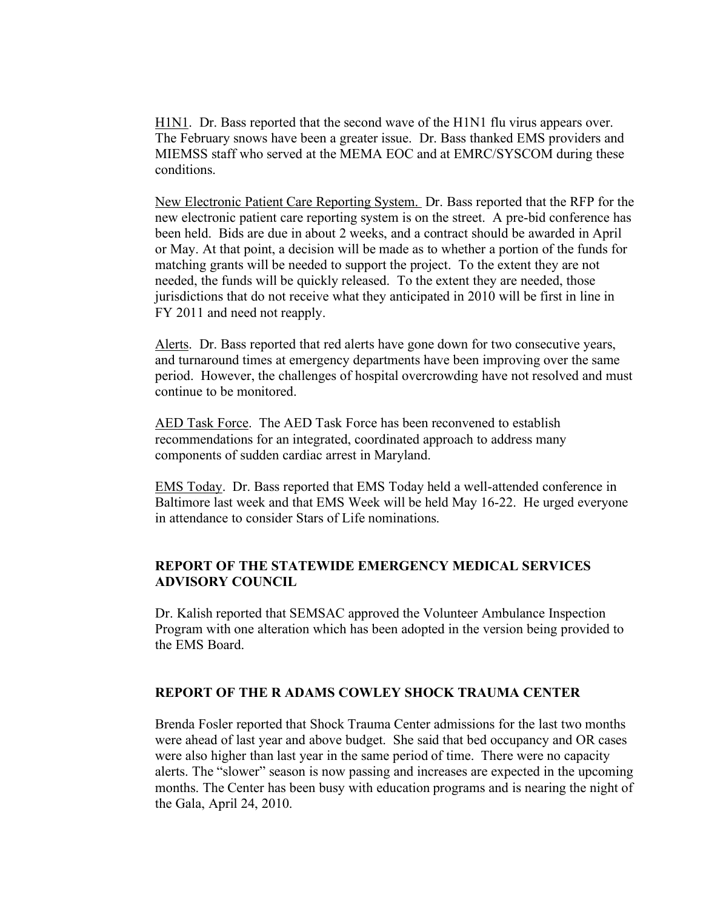H1N1. Dr. Bass reported that the second wave of the H1N1 flu virus appears over. The February snows have been a greater issue. Dr. Bass thanked EMS providers and MIEMSS staff who served at the MEMA EOC and at EMRC/SYSCOM during these conditions.

New Electronic Patient Care Reporting System. Dr. Bass reported that the RFP for the new electronic patient care reporting system is on the street. A pre-bid conference has been held. Bids are due in about 2 weeks, and a contract should be awarded in April or May. At that point, a decision will be made as to whether a portion of the funds for matching grants will be needed to support the project. To the extent they are not needed, the funds will be quickly released. To the extent they are needed, those jurisdictions that do not receive what they anticipated in 2010 will be first in line in FY 2011 and need not reapply.

Alerts. Dr. Bass reported that red alerts have gone down for two consecutive years, and turnaround times at emergency departments have been improving over the same period. However, the challenges of hospital overcrowding have not resolved and must continue to be monitored.

AED Task Force. The AED Task Force has been reconvened to establish recommendations for an integrated, coordinated approach to address many components of sudden cardiac arrest in Maryland.

EMS Today. Dr. Bass reported that EMS Today held a well-attended conference in Baltimore last week and that EMS Week will be held May 16-22. He urged everyone in attendance to consider Stars of Life nominations.

## REPORT OF THE STATEWIDE EMERGENCY MEDICAL SERVICES ADVISORY COUNCIL

Dr. Kalish reported that SEMSAC approved the Volunteer Ambulance Inspection Program with one alteration which has been adopted in the version being provided to the EMS Board.

## REPORT OF THE R ADAMS COWLEY SHOCK TRAUMA CENTER

Brenda Fosler reported that Shock Trauma Center admissions for the last two months were ahead of last year and above budget. She said that bed occupancy and OR cases were also higher than last year in the same period of time. There were no capacity alerts. The "slower" season is now passing and increases are expected in the upcoming months. The Center has been busy with education programs and is nearing the night of the Gala, April 24, 2010.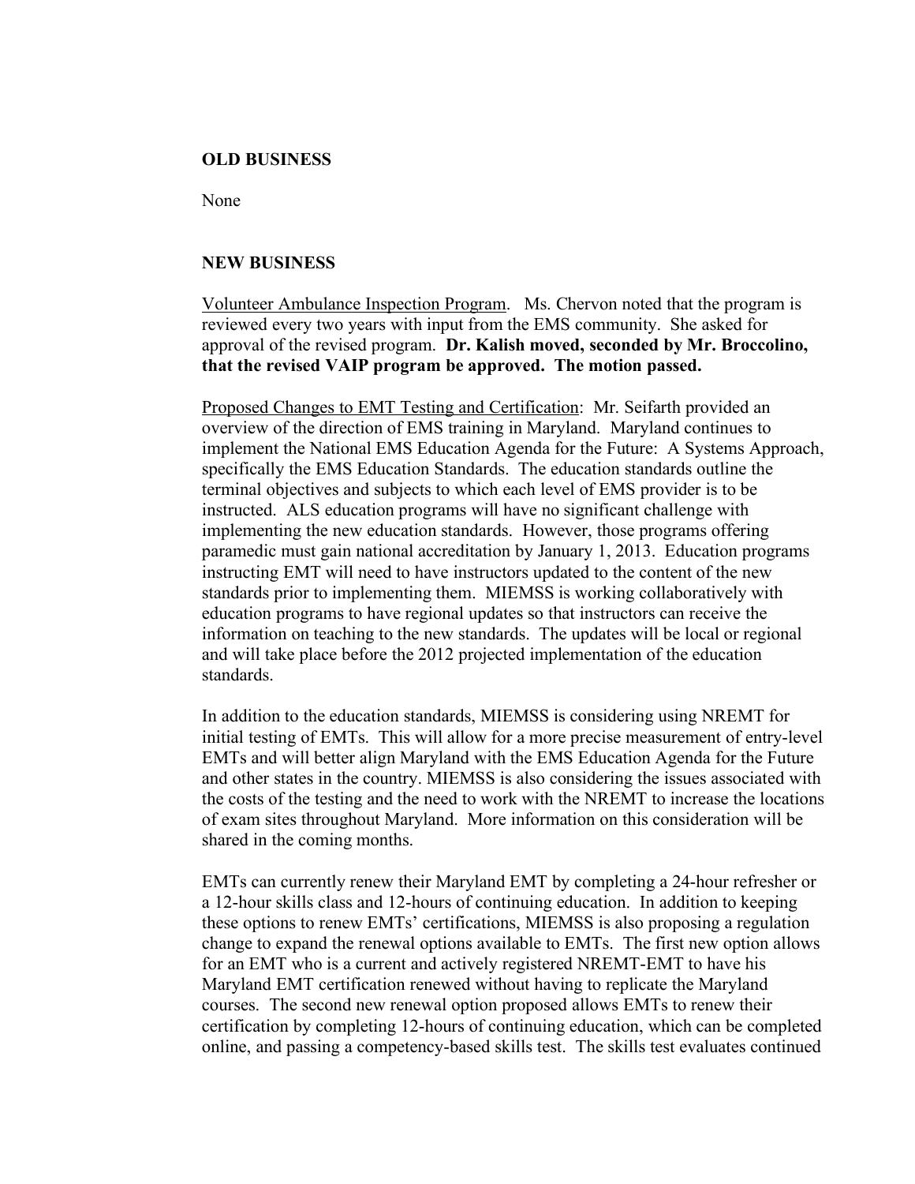**OLD BUSINESS**

None

**NEW BUSINESS**

Volunteer Ambulance Inspection Program. Ms. Chervon noted that the program is reviewed every two years with input from the EMS community. She asked for approval of the revised program. **Dr. Kalish moved, seconded by Mr. Broccolino, that the revised VAIP program be approved. The motion passed.**

Proposed Changes to EMT Testing and Certification: Mr. Seifarth provided an overview of the direction of EMS training in Maryland. Maryland continues to implement the National EMS Education Agenda for the Future: A Systems Approach, specifically the EMS Education Standards. The education standards outline the terminal objectives and subjects to which each level of EMS provider is to be instructed. ALS education programs will have no significant challenge with implementing the new education standards. However, those programs offering paramedic must gain national accreditation by January 1, 2013. Education programs instructing EMT will need to have instructors updated to the content of the new standards prior to implementing them. MIEMSS is working collaboratively with education programs to have regional updates so that instructors can receive the information on teaching to the new standards. The updates will be local or regional and will take place before the 2012 projected implementation of the education standards.

In addition to the education standards, MIEMSS is considering using NREMT for initial testing of EMTs. This will allow for a more precise measurement of entry-level EMTs and will better align Maryland with the EMS Education Agenda for the Future and other states in the country. MIEMSS is also considering the issues associated with the costs of the testing and the need to work with the NREMT to increase the locations of exam sites throughout Maryland. More information on this consideration will be shared in the coming months.

EMTs can currently renew their Maryland EMT by completing a 24-hour refresher or a 12-hour skills class and 12-hours of continuing education. In addition to keeping these options to renew EMTs' certifications, MIEMSS is also proposing a regulation change to expand the renewal options available to EMTs. The first new option allows for an EMT who is a current and actively registered NREMT-EMT to have his Maryland EMT certification renewed without having to replicate the Maryland courses. The second new renewal option proposed allows EMTs to renew their certification by completing 12-hours of continuing education, which can be completed online, and passing a competency-based skills test. The skills test evaluates continued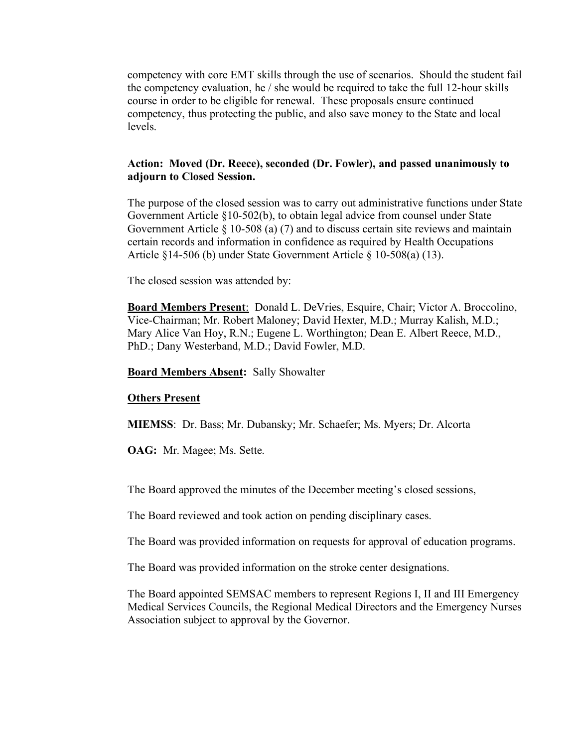competency with core EMT skills through the use of scenarios. Should the student fail the competency evaluation, he / she would be required to take the full 12-hour skills course in order to be eligible for renewal. These proposals ensure continued competency, thus protecting the public, and also save money to the State and local levels.

**Action: Moved (Dr. Reece), seconded (Dr. Fowler), and passed unanimously to adjourn to Closed Session.**

The purpose of the closed session was to carry out administrative functions under State Government Article §10-502(b), to obtain legal advice from counsel under State Government Article § 10-508 (a) (7) and to discuss certain site reviews and maintain certain records and information in confidence as required by Health Occupations Article §14-506 (b) under State Government Article § 10-508(a) (13).

The closed session was attended by:

**Board Members Present**: Donald L. DeVries, Esquire, Chair; Victor A. Broccolino, Vice-Chairman; Mr. Robert Maloney; David Hexter, M.D.; Murray Kalish, M.D.; Mary Alice Van Hoy, R.N.; Eugene L. Worthington; Dean E. Albert Reece, M.D., PhD.; Dany Westerband, M.D.; David Fowler, M.D.

**Board Members Absent:** Sally Showalter

**Others Present**

**MIEMSS**: Dr. Bass; Mr. Dubansky; Mr. Schaefer; Ms. Myers; Dr. Alcorta

**OAG:** Mr. Magee; Ms. Sette.

The Board approved the minutes of the December meeting's closed sessions,

The Board reviewed and took action on pending disciplinary cases.

The Board was provided information on requests for approval of education programs.

The Board was provided information on the stroke center designations.

The Board appointed SEMSAC members to represent Regions I, II and III Emergency Medical Services Councils, the Regional Medical Directors and the Emergency Nurses Association subject to approval by the Governor.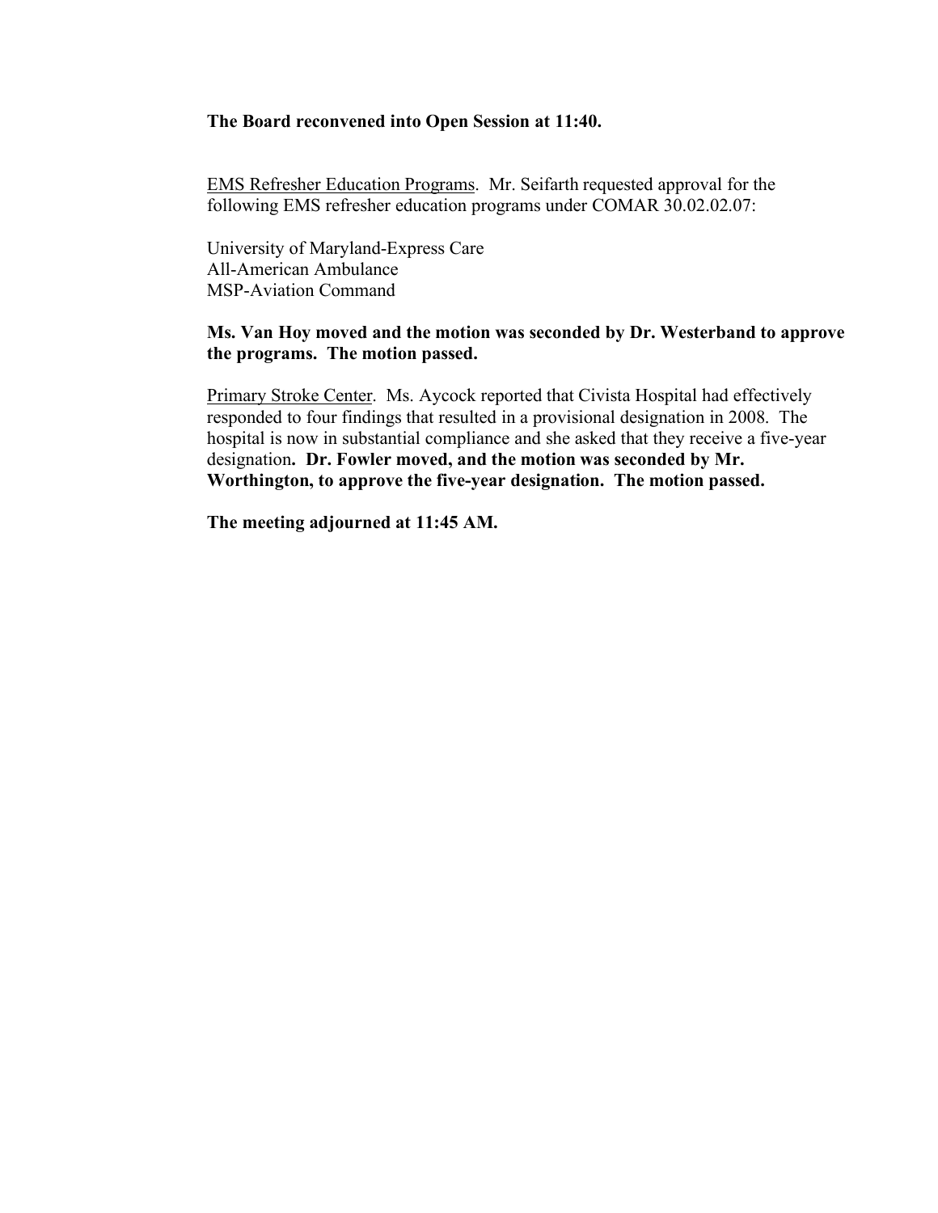**The Board reconvened into Open Session at 11:40.**

EMS Refresher Education Programs. Mr. Seifarth requested approval for the following EMS refresher education programs under COMAR 30.02.02.07:

University of Maryland-Express Care
All-American Ambulance
MSP-Aviation Command

**Ms. Van Hoy moved and the motion was seconded by Dr. Westerband to approve the programs. The motion passed.**

Primary Stroke Center. Ms. Aycock reported that Civista Hospital had effectively responded to four findings that resulted in a provisional designation in 2008. The hospital is now in substantial compliance and she asked that they receive a five-year designation**. Dr. Fowler moved, and the motion was seconded by Mr. Worthington, to approve the five-year designation. The motion passed.**

**The meeting adjourned at 11:45 AM.**